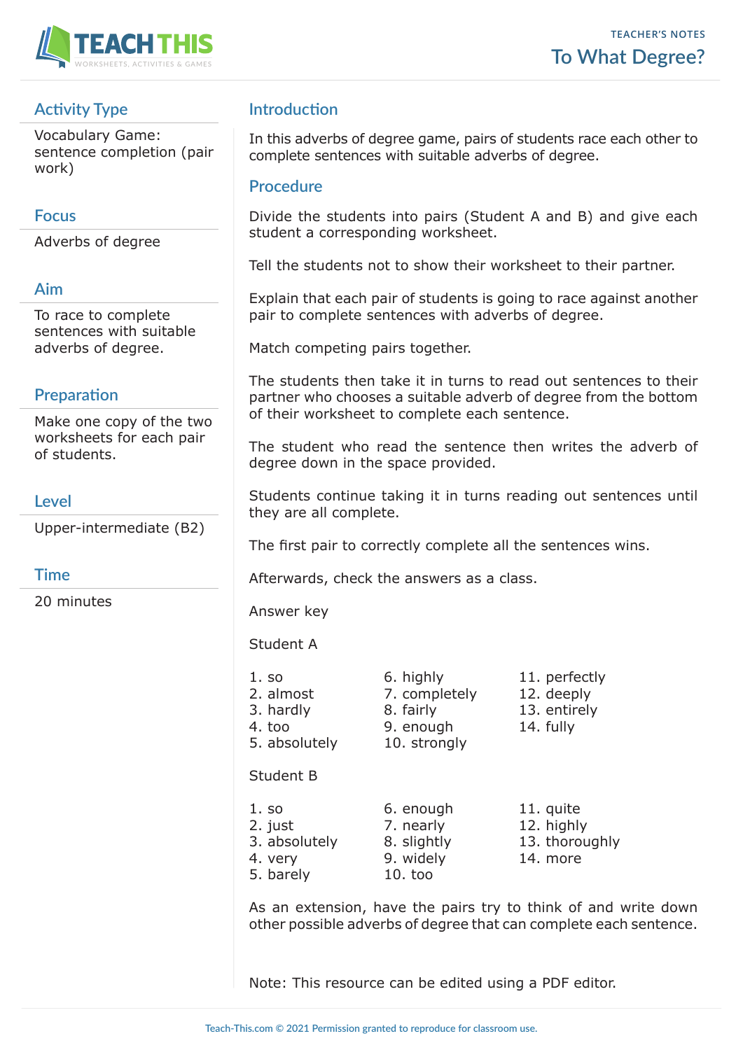TEACHER'S NOTES

# To What Degree?

## Activity Type

Vocabulary Game: sentence completion (pair work)

## Focus

Adverbs of degree

## Aim

To race to complete sentences with suitable adverbs of degree.

## Preparation

Make one copy of the two worksheets for each pair of students.

## Level

Upper-intermediate (B2)

## Time

20 minutes

## Introduction

In this adverbs of degree game, pairs of students race each other to complete sentences with suitable adverbs of degree.

## Procedure

Divide the students into pairs (Student A and B) and give each student a corresponding worksheet.

Tell the students not to show their worksheet to their partner.

Explain that each pair of students is going to race against another pair to complete sentences with adverbs of degree.

Match competing pairs together.

The students then take it in turns to read out sentences to their partner who chooses a suitable adverb of degree from the bottom of their worksheet to complete each sentence.

The student who read the sentence then writes the adverb of degree down in the space provided.

Students continue taking it in turns reading out sentences until they are all complete.

The first pair to correctly complete all the sentences wins.

Afterwards, check the answers as a class.

Answer key

Student A

1. so
2. almost
3. hardly
4. too
5. absolutely
6. highly
7. completely
8. fairly
9. enough
10. strongly
11. perfectly
12. deeply
13. entirely
14. fully

Student B

1. so
2. just
3. absolutely
4. very
5. barely
6. enough
7. nearly
8. slightly
9. widely
10. too
11. quite
12. highly
13. thoroughly
14. more

As an extension, have the pairs try to think of and write down other possible adverbs of degree that can complete each sentence.

Note: This resource can be edited using a PDF editor.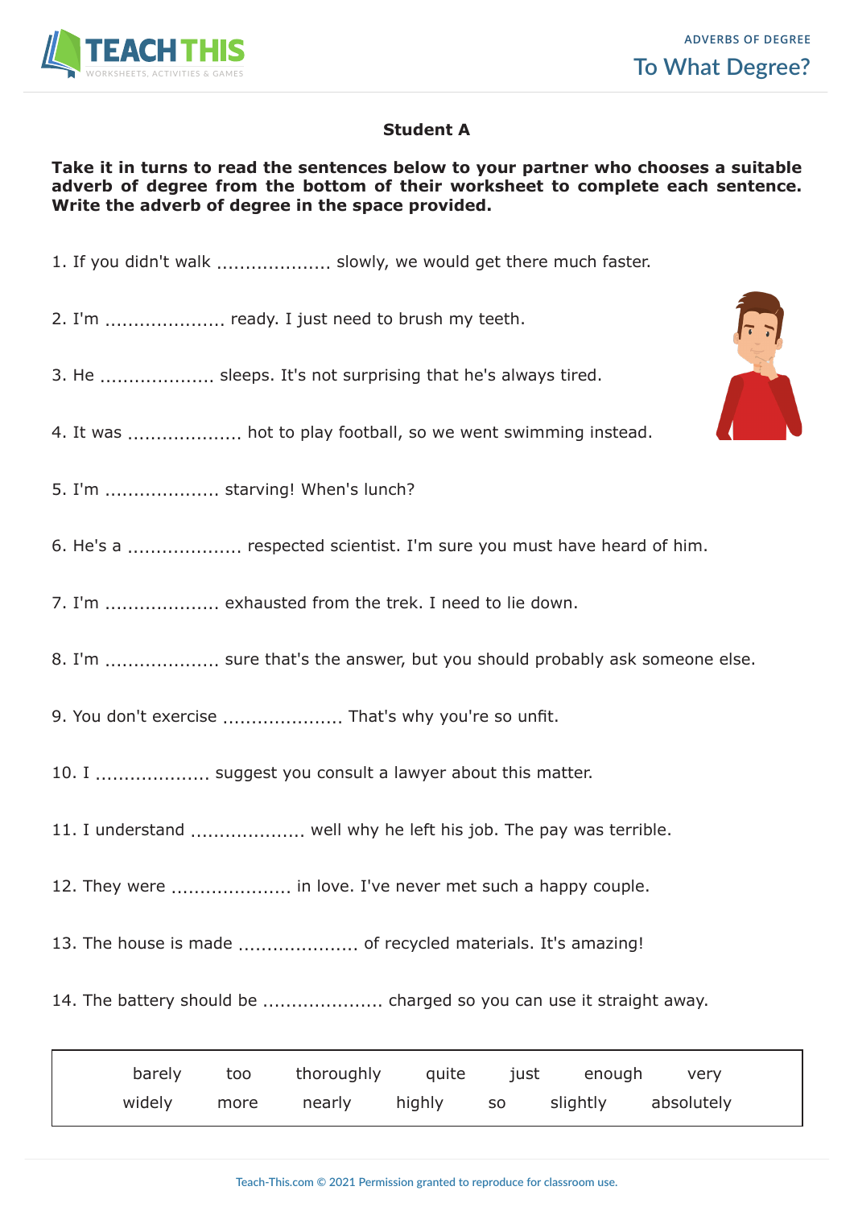# To What Degree?

ADVERBS OF DEGREE

**Student A**

**Take it in turns to read the sentences below to your partner who chooses a suitable adverb of degree from the bottom of their worksheet to complete each sentence. Write the adverb of degree in the space provided.**

1. If you didn't walk .................... slowly, we would get there much faster.

2. I'm .................... ready. I just need to brush my teeth.

3. He .................... sleeps. It's not surprising that he's always tired.

4. It was .................... hot to play football, so we went swimming instead.

5. I'm .................... starving! When's lunch?

6. He's a .................... respected scientist. I'm sure you must have heard of him.

7. I'm .................... exhausted from the trek. I need to lie down.

8. I'm .................... sure that's the answer, but you should probably ask someone else.

9. You don't exercise .................... That's why you're so unfit.

10. I .................... suggest you consult a lawyer about this matter.

11. I understand .................... well why he left his job. The pay was terrible.

12. They were .................... in love. I've never met such a happy couple.

13. The house is made .................... of recycled materials. It's amazing!

14. The battery should be .................... charged so you can use it straight away.

| barely | too | thoroughly | quite | just | enough | very |
|---|---|---|---|---|---|---|
| widely | more | nearly | highly | so | slightly | absolutely |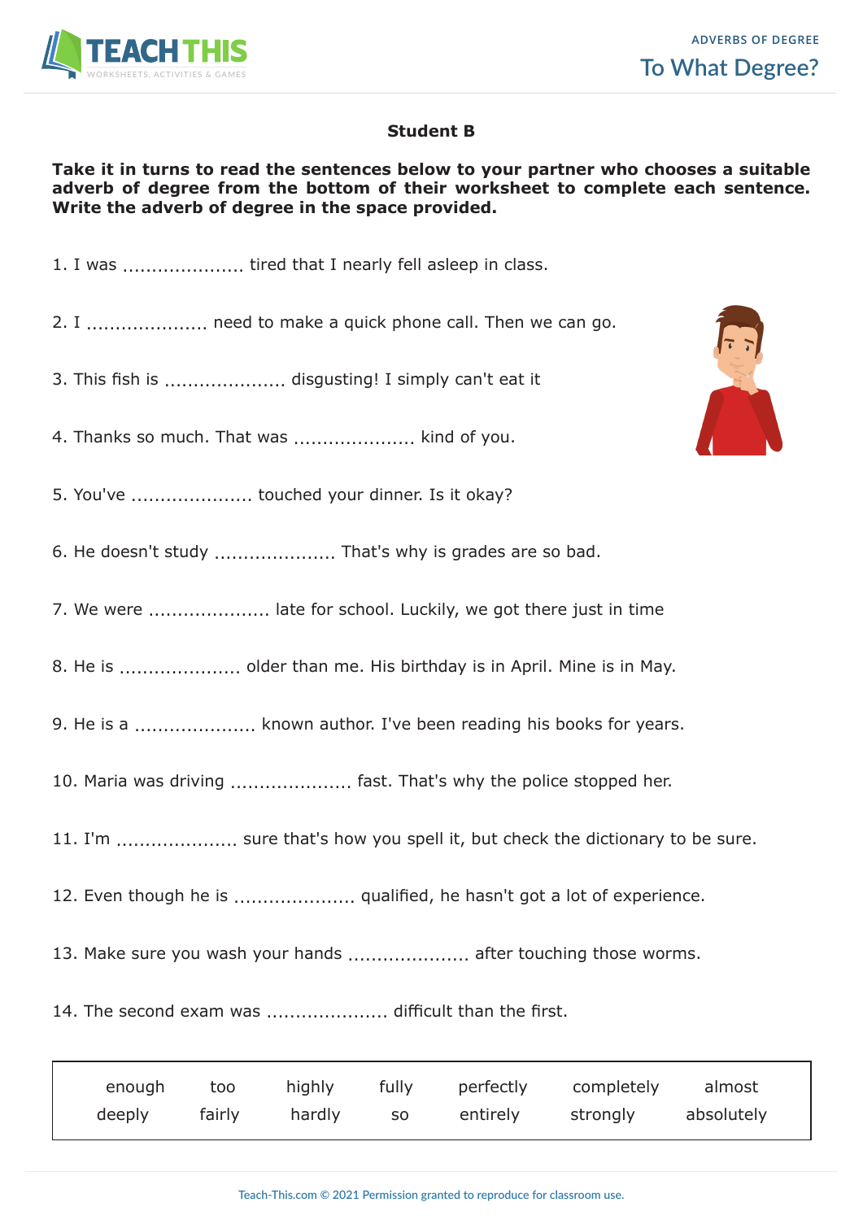**Student B**

**Take it in turns to read the sentences below to your partner who chooses a suitable adverb of degree from the bottom of their worksheet to complete each sentence. Write the adverb of degree in the space provided.**

1. I was ..................... tired that I nearly fell asleep in class.

2. I ..................... need to make a quick phone call. Then we can go.

3. This fish is ..................... disgusting! I simply can't eat it

4. Thanks so much. That was ..................... kind of you.

5. You've ..................... touched your dinner. Is it okay?

6. He doesn't study ..................... That's why is grades are so bad.

7. We were ..................... late for school. Luckily, we got there just in time

8. He is ..................... older than me. His birthday is in April. Mine is in May.

9. He is a ..................... known author. I've been reading his books for years.

10. Maria was driving ..................... fast. That's why the police stopped her.

11. I'm ..................... sure that's how you spell it, but check the dictionary to be sure.

12. Even though he is ..................... qualified, he hasn't got a lot of experience.

13. Make sure you wash your hands ..................... after touching those worms.

14. The second exam was ..................... difficult than the first.

| | | | | | | |
|---|---|---|---|---|---|---|
| enough | too | highly | fully | perfectly | completely | almost |
| deeply | fairly | hardly | so | entirely | strongly | absolutely |